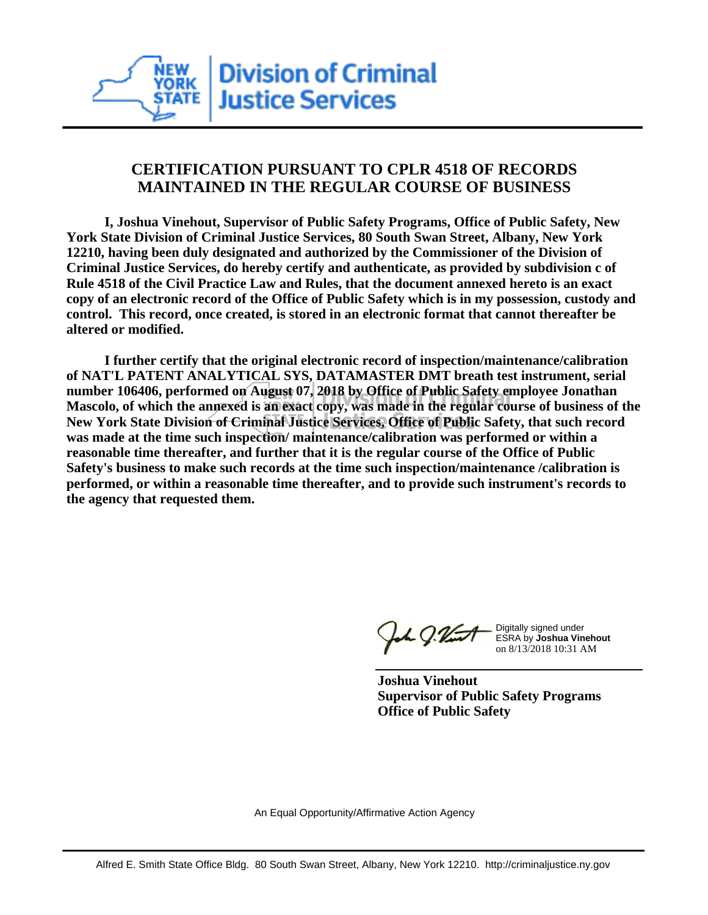New York State Division of Criminal Justice Services

# CERTIFICATION PURSUANT TO CPLR 4518 OF RECORDS MAINTAINED IN THE REGULAR COURSE OF BUSINESS

**I, Joshua Vinehout, Supervisor of Public Safety Programs, Office of Public Safety, New York State Division of Criminal Justice Services, 80 South Swan Street, Albany, New York 12210, having been duly designated and authorized by the Commissioner of the Division of Criminal Justice Services, do hereby certify and authenticate, as provided by subdivision c of Rule 4518 of the Civil Practice Law and Rules, that the document annexed hereto is an exact copy of an electronic record of the Office of Public Safety which is in my possession, custody and control. This record, once created, is stored in an electronic format that cannot thereafter be altered or modified.**

**I further certify that the original electronic record of inspection/maintenance/calibration of NAT'L PATENT ANALYTICAL SYS, DATAMASTER DMT breath test instrument, serial number 106406, performed on August 07, 2018 by Office of Public Safety employee Jonathan Mascolo, of which the annexed is an exact copy, was made in the regular course of business of the New York State Division of Criminal Justice Services, Office of Public Safety, that such record was made at the time such inspection/ maintenance/calibration was performed or within a reasonable time thereafter, and further that it is the regular course of the Office of Public Safety's business to make such records at the time such inspection/maintenance /calibration is performed, or within a reasonable time thereafter, and to provide such instrument's records to the agency that requested them.**

Digitally signed under ESRA by **Joshua Vinehout** on 8/13/2018 10:31 AM

**Joshua Vinehout**
**Supervisor of Public Safety Programs**
**Office of Public Safety**

An Equal Opportunity/Affirmative Action Agency

Alfred E. Smith State Office Bldg. 80 South Swan Street, Albany, New York 12210. http://criminaljustice.ny.gov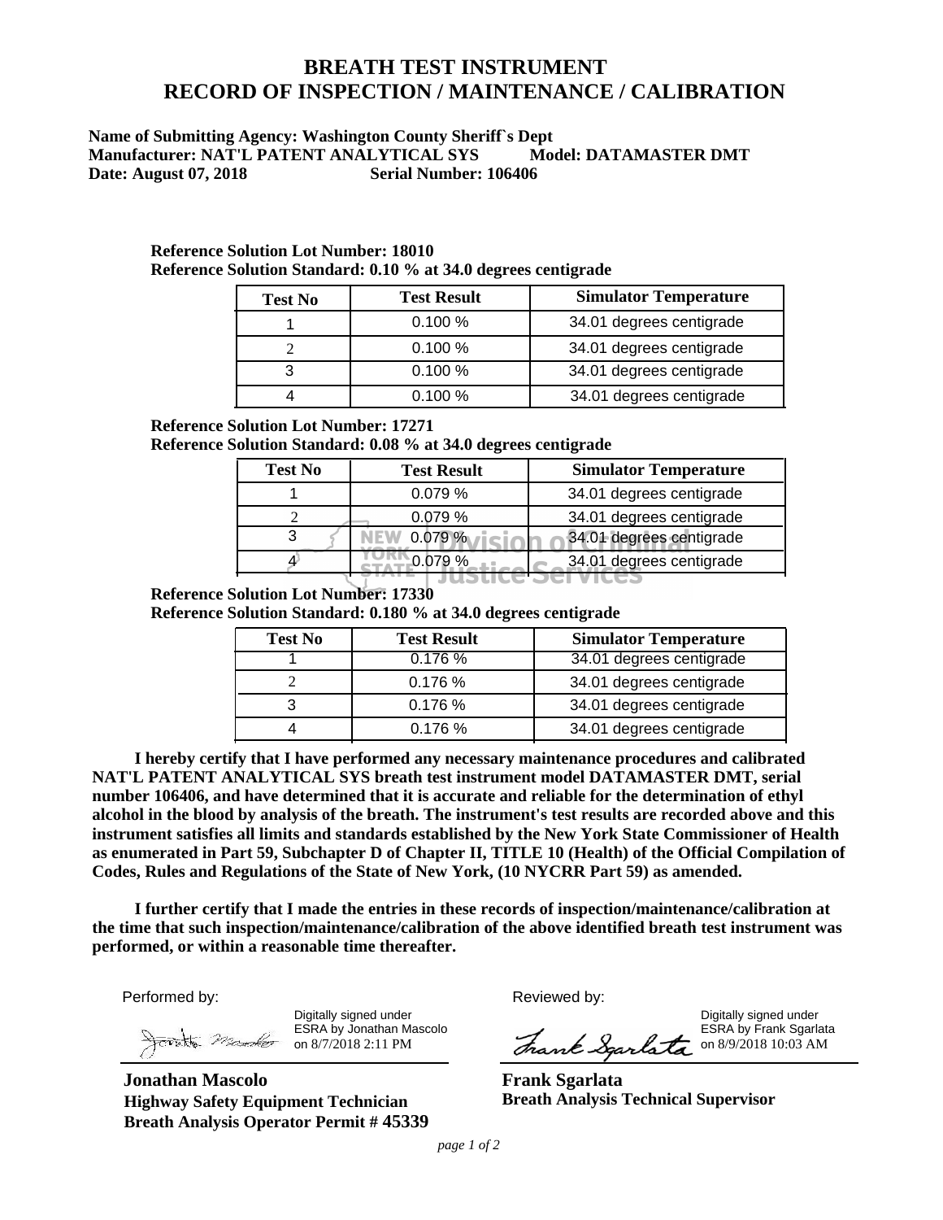# BREATH TEST INSTRUMENT
# RECORD OF INSPECTION / MAINTENANCE / CALIBRATION

**Name of Submitting Agency: Washington County Sheriff`s Dept**
**Manufacturer: NAT'L PATENT ANALYTICAL SYS Model: DATAMASTER DMT**
**Date: August 07, 2018 Serial Number: 106406**

**Reference Solution Lot Number: 18010**
**Reference Solution Standard: 0.10 % at 34.0 degrees centigrade**

| Test No | Test Result | Simulator Temperature |
|---|---|---|
| 1 | 0.100 % | 34.01 degrees centigrade |
| 2 | 0.100 % | 34.01 degrees centigrade |
| 3 | 0.100 % | 34.01 degrees centigrade |
| 4 | 0.100 % | 34.01 degrees centigrade |

**Reference Solution Lot Number: 17271**
**Reference Solution Standard: 0.08 % at 34.0 degrees centigrade**

| Test No | Test Result | Simulator Temperature |
|---|---|---|
| 1 | 0.079 % | 34.01 degrees centigrade |
| 2 | 0.079 % | 34.01 degrees centigrade |
| 3 | 0.079 % | 34.01 degrees centigrade |
| 4 | 0.079 % | 34.01 degrees centigrade |

**Reference Solution Lot Number: 17330**
**Reference Solution Standard: 0.180 % at 34.0 degrees centigrade**

| Test No | Test Result | Simulator Temperature |
|---|---|---|
| 1 | 0.176 % | 34.01 degrees centigrade |
| 2 | 0.176 % | 34.01 degrees centigrade |
| 3 | 0.176 % | 34.01 degrees centigrade |
| 4 | 0.176 % | 34.01 degrees centigrade |

**I hereby certify that I have performed any necessary maintenance procedures and calibrated NAT'L PATENT ANALYTICAL SYS breath test instrument model DATAMASTER DMT, serial number 106406, and have determined that it is accurate and reliable for the determination of ethyl alcohol in the blood by analysis of the breath. The instrument's test results are recorded above and this instrument satisfies all limits and standards established by the New York State Commissioner of Health as enumerated in Part 59, Subchapter D of Chapter II, TITLE 10 (Health) of the Official Compilation of Codes, Rules and Regulations of the State of New York, (10 NYCRR Part 59) as amended.**

**I further certify that I made the entries in these records of inspection/maintenance/calibration at the time that such inspection/maintenance/calibration of the above identified breath test instrument was performed, or within a reasonable time thereafter.**

Performed by:

Digitally signed under ESRA by Jonathan Mascolo on 8/7/2018 2:11 PM

**Jonathan Mascolo**
**Highway Safety Equipment Technician**
**Breath Analysis Operator Permit # 45339**

Reviewed by:

Digitally signed under ESRA by Frank Sgarlata on 8/9/2018 10:03 AM

**Frank Sgarlata**
**Breath Analysis Technical Supervisor**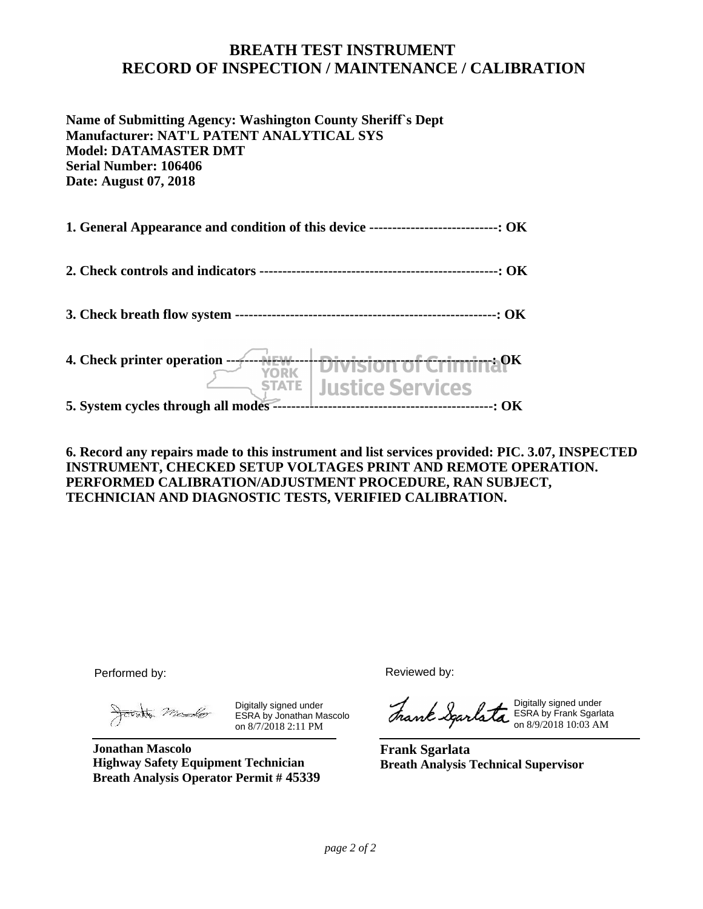# BREATH TEST INSTRUMENT
# RECORD OF INSPECTION / MAINTENANCE / CALIBRATION

**Name of Submitting Agency: Washington County Sheriff`s Dept**
**Manufacturer: NAT'L PATENT ANALYTICAL SYS**
**Model: DATAMASTER DMT**
**Serial Number: 106406**
**Date: August 07, 2018**

**1. General Appearance and condition of this device ----------------------------: OK**

**2. Check controls and indicators ---------------------------------------------------: OK**

**3. Check breath flow system --------------------------------------------------------: OK**

**4. Check printer operation -------------------------------------------------------------: OK**

**5. System cycles through all modes -----------------------------------------------: OK**

**6. Record any repairs made to this instrument and list services provided: PIC. 3.07, INSPECTED INSTRUMENT, CHECKED SETUP VOLTAGES PRINT AND REMOTE OPERATION. PERFORMED CALIBRATION/ADJUSTMENT PROCEDURE, RAN SUBJECT, TECHNICIAN AND DIAGNOSTIC TESTS, VERIFIED CALIBRATION.**

Performed by:

Digitally signed under ESRA by Jonathan Mascolo on 8/7/2018 2:11 PM

**Jonathan Mascolo**
**Highway Safety Equipment Technician**
**Breath Analysis Operator Permit # 45339**

Reviewed by:

Digitally signed under ESRA by Frank Sgarlata on 8/9/2018 10:03 AM

**Frank Sgarlata**
**Breath Analysis Technical Supervisor**